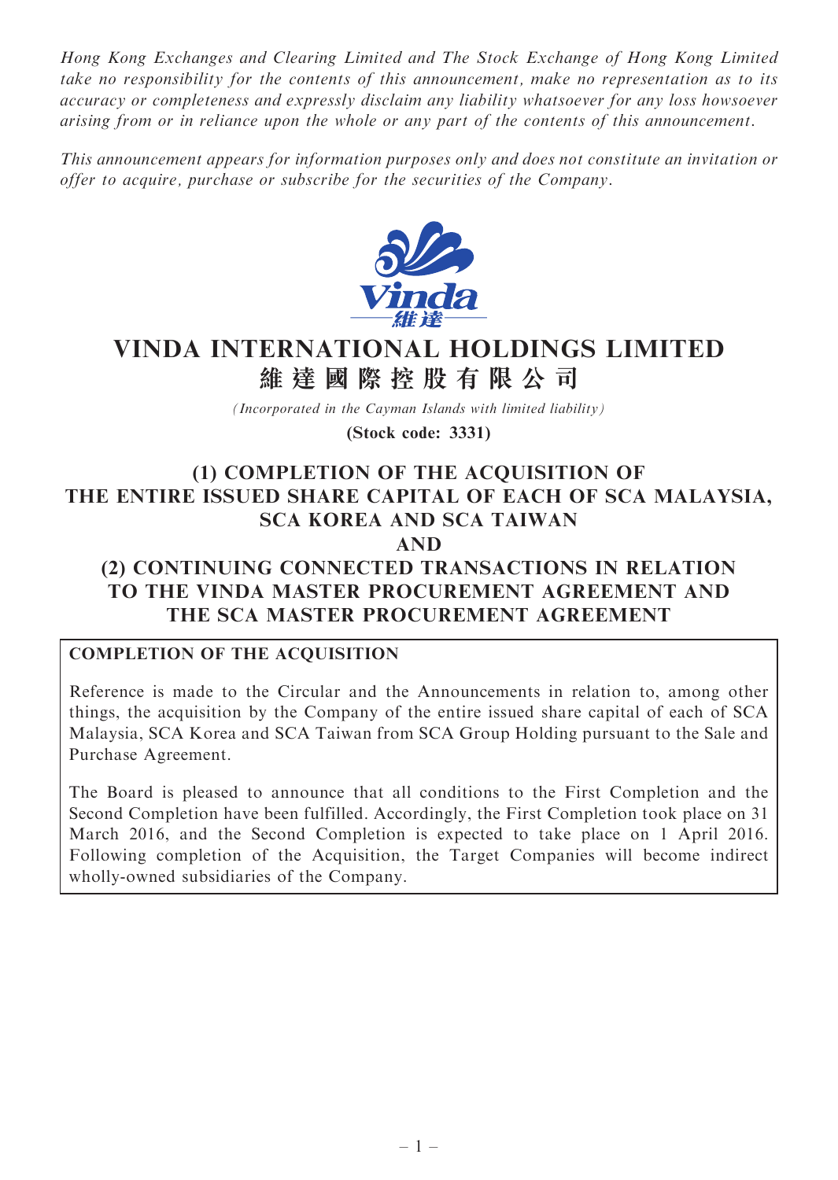*Hong Kong Exchanges and Clearing Limited and The Stock Exchange of Hong Kong Limited take no responsibility for the contents of this announcement, make no representation as to its accuracy or completeness and expressly disclaim any liability whatsoever for any loss howsoever arising from or in reliance upon the whole or any part of the contents of this announcement.*

*This announcement appears for information purposes only and does not constitute an invitation or offer to acquire, purchase or subscribe for the securities of the Company.*

# VINDA INTERNATIONAL HOLDINGS LIMITED
# 維達國際控股有限公司

*(Incorporated in the Cayman Islands with limited liability)*

**(Stock code: 3331)**

## (1) COMPLETION OF THE ACQUISITION OF THE ENTIRE ISSUED SHARE CAPITAL OF EACH OF SCA MALAYSIA, SCA KOREA AND SCA TAIWAN AND (2) CONTINUING CONNECTED TRANSACTIONS IN RELATION TO THE VINDA MASTER PROCUREMENT AGREEMENT AND THE SCA MASTER PROCUREMENT AGREEMENT

**COMPLETION OF THE ACQUISITION**

Reference is made to the Circular and the Announcements in relation to, among other things, the acquisition by the Company of the entire issued share capital of each of SCA Malaysia, SCA Korea and SCA Taiwan from SCA Group Holding pursuant to the Sale and Purchase Agreement.

The Board is pleased to announce that all conditions to the First Completion and the Second Completion have been fulfilled. Accordingly, the First Completion took place on 31 March 2016, and the Second Completion is expected to take place on 1 April 2016. Following completion of the Acquisition, the Target Companies will become indirect wholly-owned subsidiaries of the Company.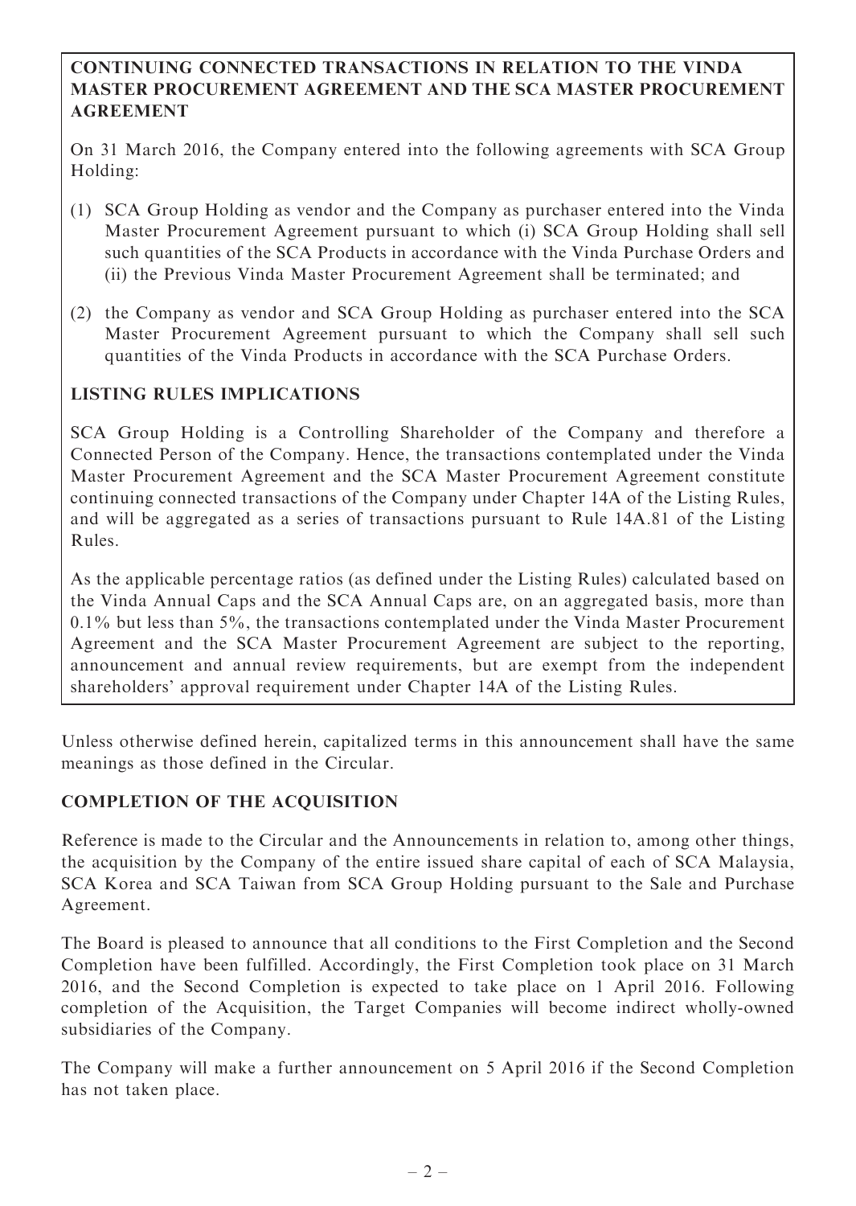**CONTINUING CONNECTED TRANSACTIONS IN RELATION TO THE VINDA MASTER PROCUREMENT AGREEMENT AND THE SCA MASTER PROCUREMENT AGREEMENT**

On 31 March 2016, the Company entered into the following agreements with SCA Group Holding:

(1) SCA Group Holding as vendor and the Company as purchaser entered into the Vinda Master Procurement Agreement pursuant to which (i) SCA Group Holding shall sell such quantities of the SCA Products in accordance with the Vinda Purchase Orders and (ii) the Previous Vinda Master Procurement Agreement shall be terminated; and

(2) the Company as vendor and SCA Group Holding as purchaser entered into the SCA Master Procurement Agreement pursuant to which the Company shall sell such quantities of the Vinda Products in accordance with the SCA Purchase Orders.

**LISTING RULES IMPLICATIONS**

SCA Group Holding is a Controlling Shareholder of the Company and therefore a Connected Person of the Company. Hence, the transactions contemplated under the Vinda Master Procurement Agreement and the SCA Master Procurement Agreement constitute continuing connected transactions of the Company under Chapter 14A of the Listing Rules, and will be aggregated as a series of transactions pursuant to Rule 14A.81 of the Listing Rules.

As the applicable percentage ratios (as defined under the Listing Rules) calculated based on the Vinda Annual Caps and the SCA Annual Caps are, on an aggregated basis, more than 0.1% but less than 5%, the transactions contemplated under the Vinda Master Procurement Agreement and the SCA Master Procurement Agreement are subject to the reporting, announcement and annual review requirements, but are exempt from the independent shareholders' approval requirement under Chapter 14A of the Listing Rules.

Unless otherwise defined herein, capitalized terms in this announcement shall have the same meanings as those defined in the Circular.

## COMPLETION OF THE ACQUISITION

Reference is made to the Circular and the Announcements in relation to, among other things, the acquisition by the Company of the entire issued share capital of each of SCA Malaysia, SCA Korea and SCA Taiwan from SCA Group Holding pursuant to the Sale and Purchase Agreement.

The Board is pleased to announce that all conditions to the First Completion and the Second Completion have been fulfilled. Accordingly, the First Completion took place on 31 March 2016, and the Second Completion is expected to take place on 1 April 2016. Following completion of the Acquisition, the Target Companies will become indirect wholly-owned subsidiaries of the Company.

The Company will make a further announcement on 5 April 2016 if the Second Completion has not taken place.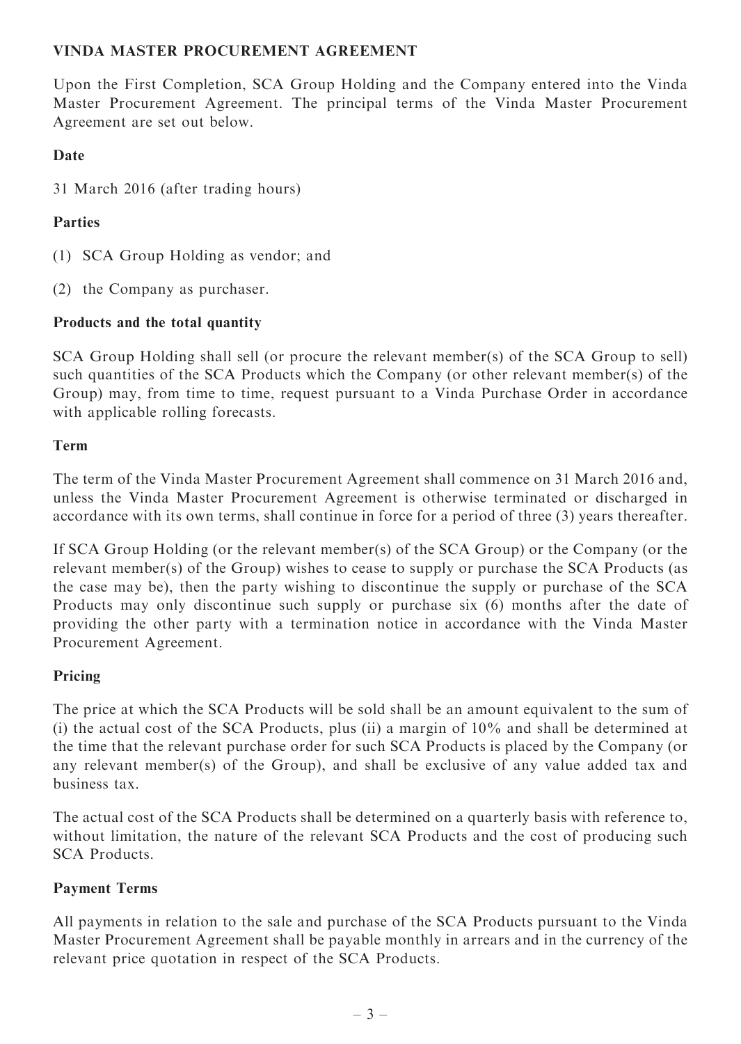## VINDA MASTER PROCUREMENT AGREEMENT

Upon the First Completion, SCA Group Holding and the Company entered into the Vinda Master Procurement Agreement. The principal terms of the Vinda Master Procurement Agreement are set out below.

### Date

31 March 2016 (after trading hours)

### Parties

(1) SCA Group Holding as vendor; and

(2) the Company as purchaser.

### Products and the total quantity

SCA Group Holding shall sell (or procure the relevant member(s) of the SCA Group to sell) such quantities of the SCA Products which the Company (or other relevant member(s) of the Group) may, from time to time, request pursuant to a Vinda Purchase Order in accordance with applicable rolling forecasts.

### Term

The term of the Vinda Master Procurement Agreement shall commence on 31 March 2016 and, unless the Vinda Master Procurement Agreement is otherwise terminated or discharged in accordance with its own terms, shall continue in force for a period of three (3) years thereafter.

If SCA Group Holding (or the relevant member(s) of the SCA Group) or the Company (or the relevant member(s) of the Group) wishes to cease to supply or purchase the SCA Products (as the case may be), then the party wishing to discontinue the supply or purchase of the SCA Products may only discontinue such supply or purchase six (6) months after the date of providing the other party with a termination notice in accordance with the Vinda Master Procurement Agreement.

### Pricing

The price at which the SCA Products will be sold shall be an amount equivalent to the sum of (i) the actual cost of the SCA Products, plus (ii) a margin of 10% and shall be determined at the time that the relevant purchase order for such SCA Products is placed by the Company (or any relevant member(s) of the Group), and shall be exclusive of any value added tax and business tax.

The actual cost of the SCA Products shall be determined on a quarterly basis with reference to, without limitation, the nature of the relevant SCA Products and the cost of producing such SCA Products.

### Payment Terms

All payments in relation to the sale and purchase of the SCA Products pursuant to the Vinda Master Procurement Agreement shall be payable monthly in arrears and in the currency of the relevant price quotation in respect of the SCA Products.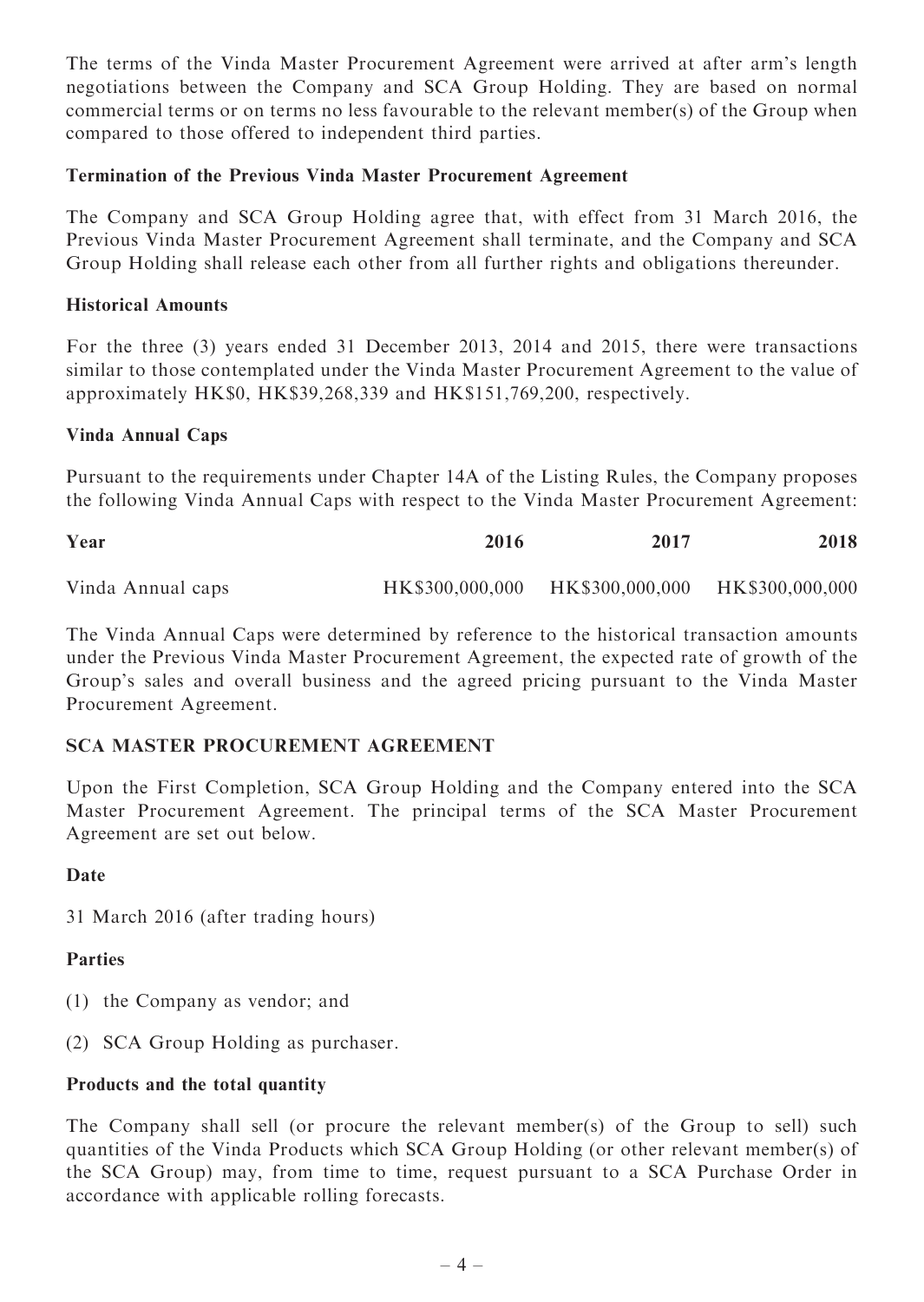The terms of the Vinda Master Procurement Agreement were arrived at after arm's length negotiations between the Company and SCA Group Holding. They are based on normal commercial terms or on terms no less favourable to the relevant member(s) of the Group when compared to those offered to independent third parties.

**Termination of the Previous Vinda Master Procurement Agreement**

The Company and SCA Group Holding agree that, with effect from 31 March 2016, the Previous Vinda Master Procurement Agreement shall terminate, and the Company and SCA Group Holding shall release each other from all further rights and obligations thereunder.

**Historical Amounts**

For the three (3) years ended 31 December 2013, 2014 and 2015, there were transactions similar to those contemplated under the Vinda Master Procurement Agreement to the value of approximately HK$0, HK$39,268,339 and HK$151,769,200, respectively.

**Vinda Annual Caps**

Pursuant to the requirements under Chapter 14A of the Listing Rules, the Company proposes the following Vinda Annual Caps with respect to the Vinda Master Procurement Agreement:

| Year | 2016 | 2017 | 2018 |
|---|---|---|---|
| Vinda Annual caps | HK$300,000,000 | HK$300,000,000 | HK$300,000,000 |

The Vinda Annual Caps were determined by reference to the historical transaction amounts under the Previous Vinda Master Procurement Agreement, the expected rate of growth of the Group's sales and overall business and the agreed pricing pursuant to the Vinda Master Procurement Agreement.

## SCA MASTER PROCUREMENT AGREEMENT

Upon the First Completion, SCA Group Holding and the Company entered into the SCA Master Procurement Agreement. The principal terms of the SCA Master Procurement Agreement are set out below.

**Date**

31 March 2016 (after trading hours)

**Parties**

(1) the Company as vendor; and

(2) SCA Group Holding as purchaser.

**Products and the total quantity**

The Company shall sell (or procure the relevant member(s) of the Group to sell) such quantities of the Vinda Products which SCA Group Holding (or other relevant member(s) of the SCA Group) may, from time to time, request pursuant to a SCA Purchase Order in accordance with applicable rolling forecasts.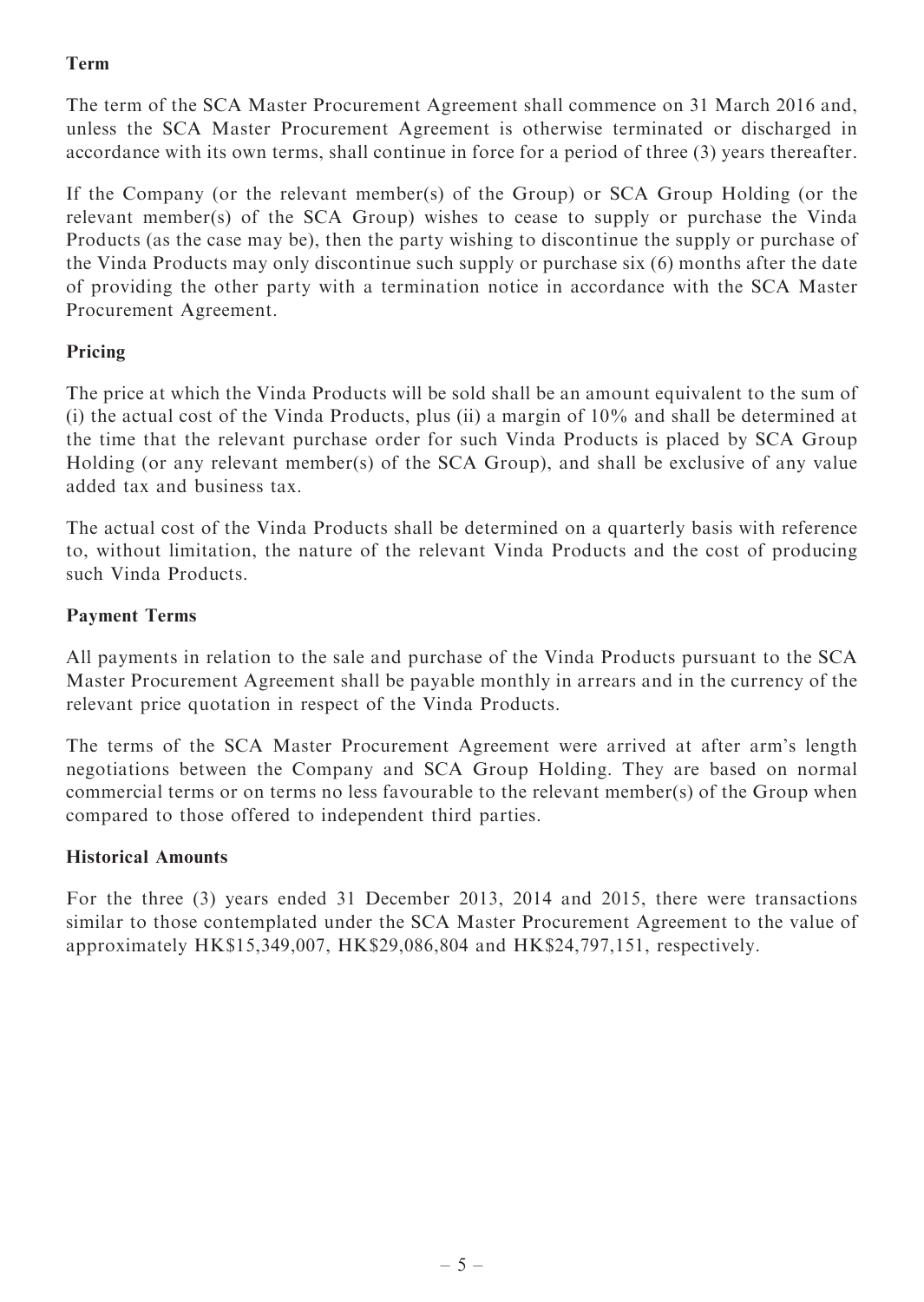**Term**

The term of the SCA Master Procurement Agreement shall commence on 31 March 2016 and, unless the SCA Master Procurement Agreement is otherwise terminated or discharged in accordance with its own terms, shall continue in force for a period of three (3) years thereafter.

If the Company (or the relevant member(s) of the Group) or SCA Group Holding (or the relevant member(s) of the SCA Group) wishes to cease to supply or purchase the Vinda Products (as the case may be), then the party wishing to discontinue the supply or purchase of the Vinda Products may only discontinue such supply or purchase six (6) months after the date of providing the other party with a termination notice in accordance with the SCA Master Procurement Agreement.

**Pricing**

The price at which the Vinda Products will be sold shall be an amount equivalent to the sum of (i) the actual cost of the Vinda Products, plus (ii) a margin of 10% and shall be determined at the time that the relevant purchase order for such Vinda Products is placed by SCA Group Holding (or any relevant member(s) of the SCA Group), and shall be exclusive of any value added tax and business tax.

The actual cost of the Vinda Products shall be determined on a quarterly basis with reference to, without limitation, the nature of the relevant Vinda Products and the cost of producing such Vinda Products.

**Payment Terms**

All payments in relation to the sale and purchase of the Vinda Products pursuant to the SCA Master Procurement Agreement shall be payable monthly in arrears and in the currency of the relevant price quotation in respect of the Vinda Products.

The terms of the SCA Master Procurement Agreement were arrived at after arm's length negotiations between the Company and SCA Group Holding. They are based on normal commercial terms or on terms no less favourable to the relevant member(s) of the Group when compared to those offered to independent third parties.

**Historical Amounts**

For the three (3) years ended 31 December 2013, 2014 and 2015, there were transactions similar to those contemplated under the SCA Master Procurement Agreement to the value of approximately HK$15,349,007, HK$29,086,804 and HK$24,797,151, respectively.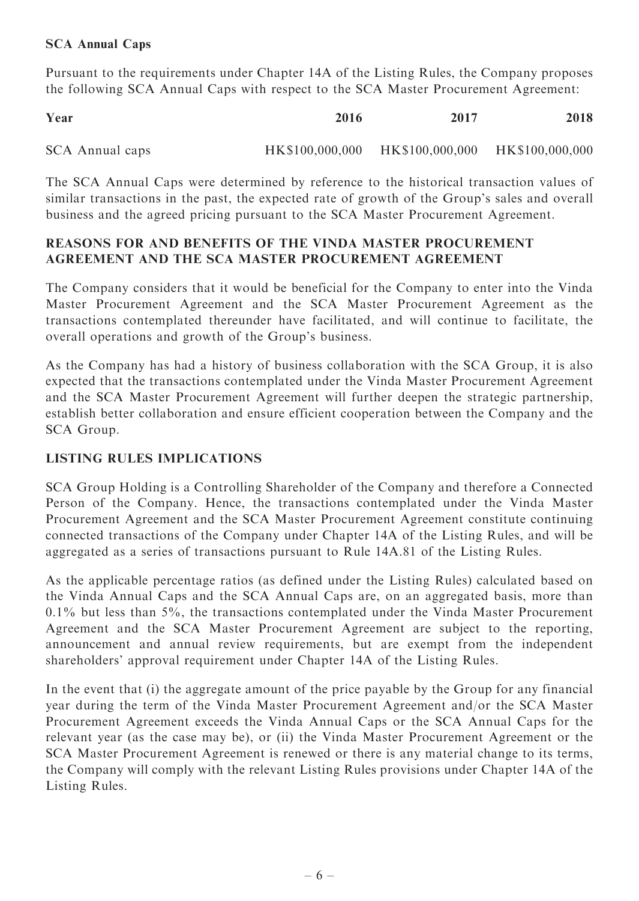**SCA Annual Caps**

Pursuant to the requirements under Chapter 14A of the Listing Rules, the Company proposes the following SCA Annual Caps with respect to the SCA Master Procurement Agreement:

| Year | 2016 | 2017 | 2018 |
|---|---|---|---|
| SCA Annual caps | HK$100,000,000 | HK$100,000,000 | HK$100,000,000 |

The SCA Annual Caps were determined by reference to the historical transaction values of similar transactions in the past, the expected rate of growth of the Group's sales and overall business and the agreed pricing pursuant to the SCA Master Procurement Agreement.

**REASONS FOR AND BENEFITS OF THE VINDA MASTER PROCUREMENT AGREEMENT AND THE SCA MASTER PROCUREMENT AGREEMENT**

The Company considers that it would be beneficial for the Company to enter into the Vinda Master Procurement Agreement and the SCA Master Procurement Agreement as the transactions contemplated thereunder have facilitated, and will continue to facilitate, the overall operations and growth of the Group's business.

As the Company has had a history of business collaboration with the SCA Group, it is also expected that the transactions contemplated under the Vinda Master Procurement Agreement and the SCA Master Procurement Agreement will further deepen the strategic partnership, establish better collaboration and ensure efficient cooperation between the Company and the SCA Group.

**LISTING RULES IMPLICATIONS**

SCA Group Holding is a Controlling Shareholder of the Company and therefore a Connected Person of the Company. Hence, the transactions contemplated under the Vinda Master Procurement Agreement and the SCA Master Procurement Agreement constitute continuing connected transactions of the Company under Chapter 14A of the Listing Rules, and will be aggregated as a series of transactions pursuant to Rule 14A.81 of the Listing Rules.

As the applicable percentage ratios (as defined under the Listing Rules) calculated based on the Vinda Annual Caps and the SCA Annual Caps are, on an aggregated basis, more than 0.1% but less than 5%, the transactions contemplated under the Vinda Master Procurement Agreement and the SCA Master Procurement Agreement are subject to the reporting, announcement and annual review requirements, but are exempt from the independent shareholders' approval requirement under Chapter 14A of the Listing Rules.

In the event that (i) the aggregate amount of the price payable by the Group for any financial year during the term of the Vinda Master Procurement Agreement and/or the SCA Master Procurement Agreement exceeds the Vinda Annual Caps or the SCA Annual Caps for the relevant year (as the case may be), or (ii) the Vinda Master Procurement Agreement or the SCA Master Procurement Agreement is renewed or there is any material change to its terms, the Company will comply with the relevant Listing Rules provisions under Chapter 14A of the Listing Rules.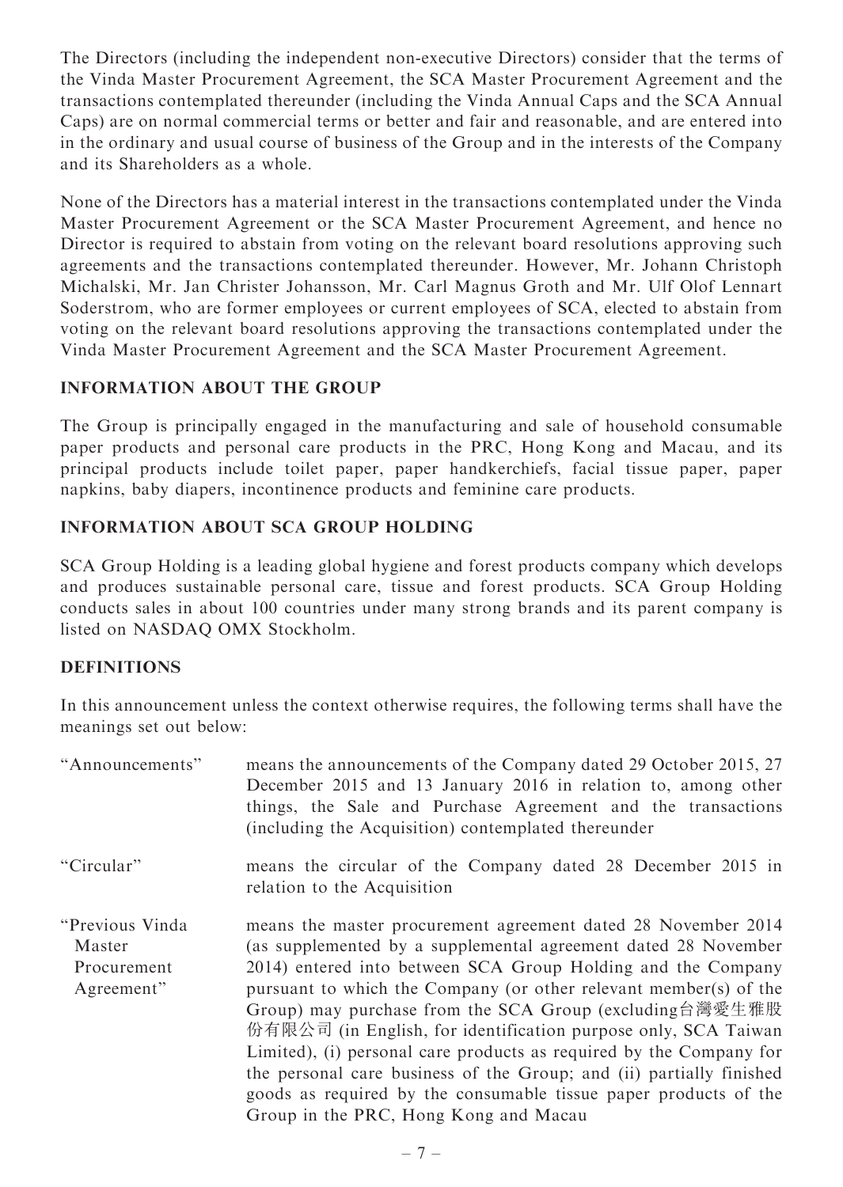The Directors (including the independent non-executive Directors) consider that the terms of the Vinda Master Procurement Agreement, the SCA Master Procurement Agreement and the transactions contemplated thereunder (including the Vinda Annual Caps and the SCA Annual Caps) are on normal commercial terms or better and fair and reasonable, and are entered into in the ordinary and usual course of business of the Group and in the interests of the Company and its Shareholders as a whole.

None of the Directors has a material interest in the transactions contemplated under the Vinda Master Procurement Agreement or the SCA Master Procurement Agreement, and hence no Director is required to abstain from voting on the relevant board resolutions approving such agreements and the transactions contemplated thereunder. However, Mr. Johann Christoph Michalski, Mr. Jan Christer Johansson, Mr. Carl Magnus Groth and Mr. Ulf Olof Lennart Soderstrom, who are former employees or current employees of SCA, elected to abstain from voting on the relevant board resolutions approving the transactions contemplated under the Vinda Master Procurement Agreement and the SCA Master Procurement Agreement.

## INFORMATION ABOUT THE GROUP

The Group is principally engaged in the manufacturing and sale of household consumable paper products and personal care products in the PRC, Hong Kong and Macau, and its principal products include toilet paper, paper handkerchiefs, facial tissue paper, paper napkins, baby diapers, incontinence products and feminine care products.

## INFORMATION ABOUT SCA GROUP HOLDING

SCA Group Holding is a leading global hygiene and forest products company which develops and produces sustainable personal care, tissue and forest products. SCA Group Holding conducts sales in about 100 countries under many strong brands and its parent company is listed on NASDAQ OMX Stockholm.

## DEFINITIONS

In this announcement unless the context otherwise requires, the following terms shall have the meanings set out below:

| | |
|---|---|
| "Announcements" | means the announcements of the Company dated 29 October 2015, 27 December 2015 and 13 January 2016 in relation to, among other things, the Sale and Purchase Agreement and the transactions (including the Acquisition) contemplated thereunder |
| "Circular" | means the circular of the Company dated 28 December 2015 in relation to the Acquisition |
| "Previous Vinda Master Procurement Agreement" | means the master procurement agreement dated 28 November 2014 (as supplemented by a supplemental agreement dated 28 November 2014) entered into between SCA Group Holding and the Company pursuant to which the Company (or other relevant member(s) of the Group) may purchase from the SCA Group (excluding台灣愛生雅股份有限公司 (in English, for identification purpose only, SCA Taiwan Limited), (i) personal care products as required by the Company for the personal care business of the Group; and (ii) partially finished goods as required by the consumable tissue paper products of the Group in the PRC, Hong Kong and Macau |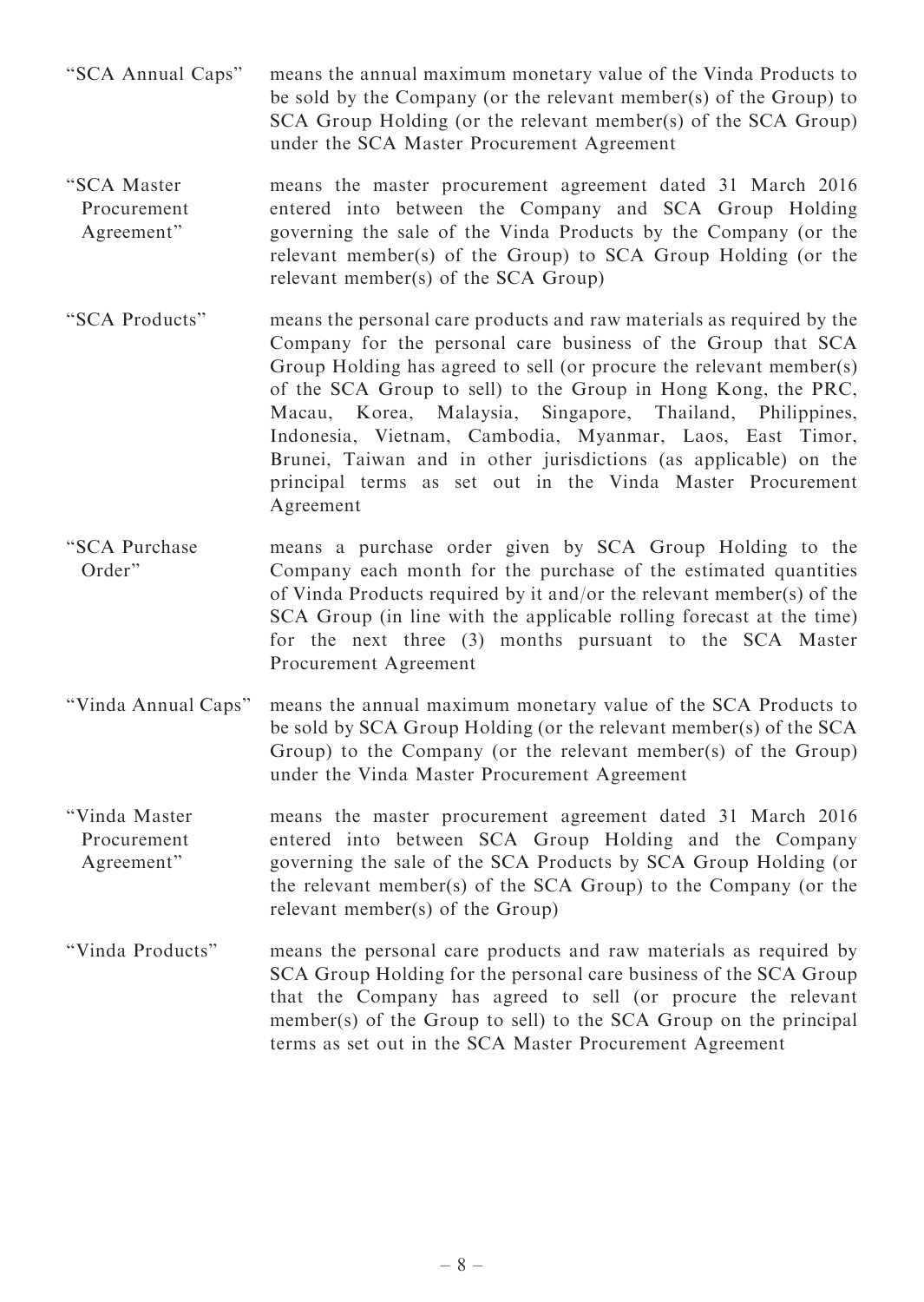| | |
|---|---|
| "SCA Annual Caps" | means the annual maximum monetary value of the Vinda Products to be sold by the Company (or the relevant member(s) of the Group) to SCA Group Holding (or the relevant member(s) of the SCA Group) under the SCA Master Procurement Agreement |
| "SCA Master Procurement Agreement" | means the master procurement agreement dated 31 March 2016 entered into between the Company and SCA Group Holding governing the sale of the Vinda Products by the Company (or the relevant member(s) of the Group) to SCA Group Holding (or the relevant member(s) of the SCA Group) |
| "SCA Products" | means the personal care products and raw materials as required by the Company for the personal care business of the Group that SCA Group Holding has agreed to sell (or procure the relevant member(s) of the SCA Group to sell) to the Group in Hong Kong, the PRC, Macau, Korea, Malaysia, Singapore, Thailand, Philippines, Indonesia, Vietnam, Cambodia, Myanmar, Laos, East Timor, Brunei, Taiwan and in other jurisdictions (as applicable) on the principal terms as set out in the Vinda Master Procurement Agreement |
| "SCA Purchase Order" | means a purchase order given by SCA Group Holding to the Company each month for the purchase of the estimated quantities of Vinda Products required by it and/or the relevant member(s) of the SCA Group (in line with the applicable rolling forecast at the time) for the next three (3) months pursuant to the SCA Master Procurement Agreement |
| "Vinda Annual Caps" | means the annual maximum monetary value of the SCA Products to be sold by SCA Group Holding (or the relevant member(s) of the SCA Group) to the Company (or the relevant member(s) of the Group) under the Vinda Master Procurement Agreement |
| "Vinda Master Procurement Agreement" | means the master procurement agreement dated 31 March 2016 entered into between SCA Group Holding and the Company governing the sale of the SCA Products by SCA Group Holding (or the relevant member(s) of the SCA Group) to the Company (or the relevant member(s) of the Group) |
| "Vinda Products" | means the personal care products and raw materials as required by SCA Group Holding for the personal care business of the SCA Group that the Company has agreed to sell (or procure the relevant member(s) of the Group to sell) to the SCA Group on the principal terms as set out in the SCA Master Procurement Agreement |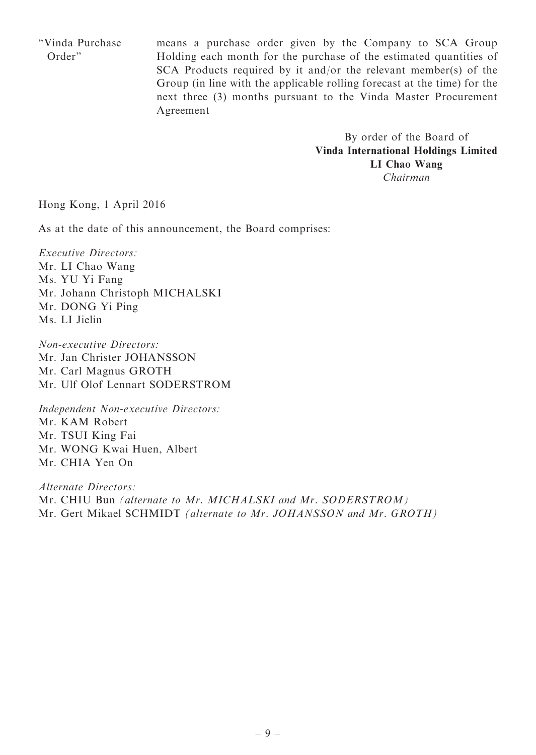| | |
|---|---|
| "Vinda Purchase Order" | means a purchase order given by the Company to SCA Group Holding each month for the purchase of the estimated quantities of SCA Products required by it and/or the relevant member(s) of the Group (in line with the applicable rolling forecast at the time) for the next three (3) months pursuant to the Vinda Master Procurement Agreement |

By order of the Board of
**Vinda International Holdings Limited**
**LI Chao Wang**
*Chairman*

Hong Kong, 1 April 2016

As at the date of this announcement, the Board comprises:

*Executive Directors:*
Mr. LI Chao Wang
Ms. YU Yi Fang
Mr. Johann Christoph MICHALSKI
Mr. DONG Yi Ping
Ms. LI Jielin

*Non-executive Directors:*
Mr. Jan Christer JOHANSSON
Mr. Carl Magnus GROTH
Mr. Ulf Olof Lennart SODERSTROM

*Independent Non-executive Directors:*
Mr. KAM Robert
Mr. TSUI King Fai
Mr. WONG Kwai Huen, Albert
Mr. CHIA Yen On

*Alternate Directors:*
Mr. CHIU Bun *(alternate to Mr. MICHALSKI and Mr. SODERSTROM)*
Mr. Gert Mikael SCHMIDT *(alternate to Mr. JOHANSSON and Mr. GROTH)*